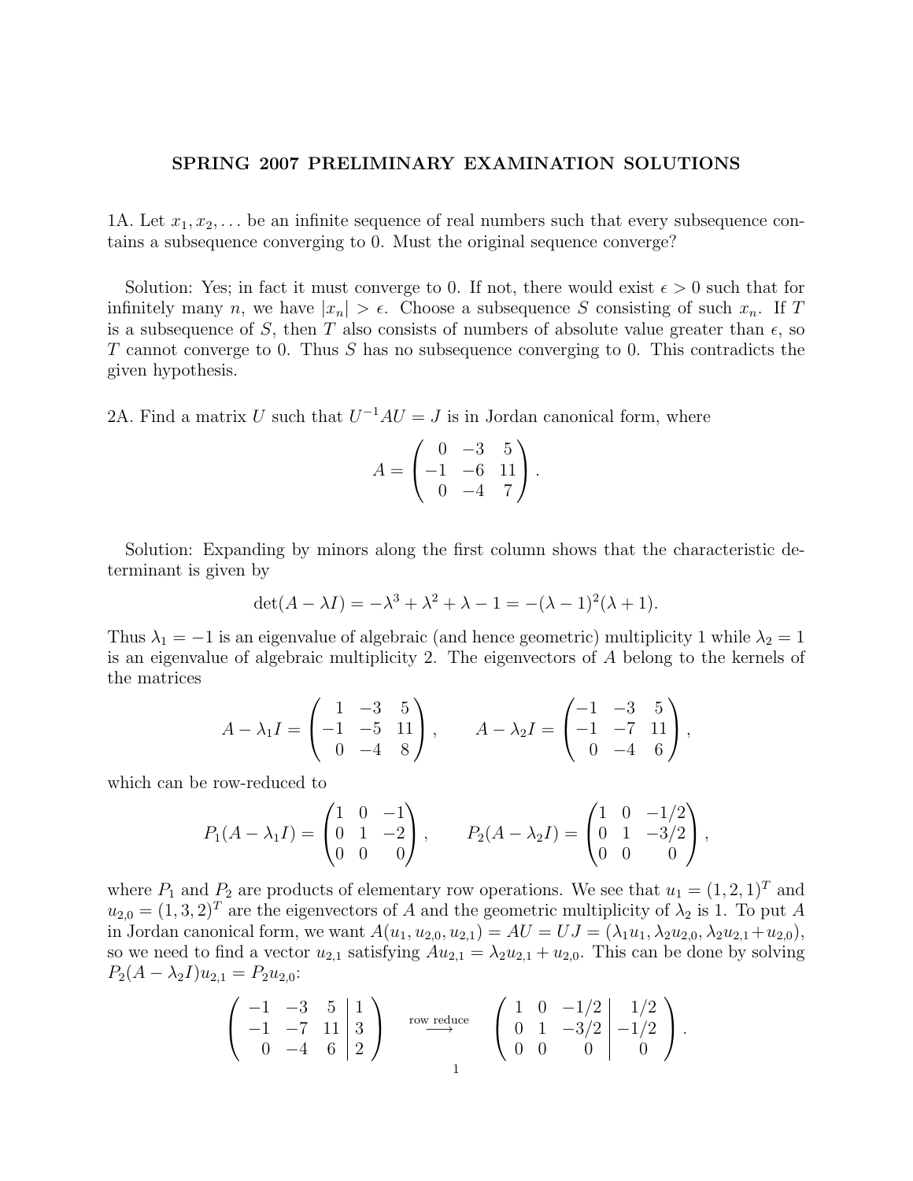# SPRING 2007 PRELIMINARY EXAMINATION SOLUTIONS

1A. Let $x_1, x_2, \ldots$ be an infinite sequence of real numbers such that every subsequence contains a subsequence converging to 0. Must the original sequence converge?

Solution: Yes; in fact it must converge to 0. If not, there would exist $\epsilon > 0$ such that for infinitely many $n$, we have $|x_n| > \epsilon$. Choose a subsequence $S$ consisting of such $x_n$. If $T$ is a subsequence of $S$, then $T$ also consists of numbers of absolute value greater than $\epsilon$, so $T$ cannot converge to 0. Thus $S$ has no subsequence converging to 0. This contradicts the given hypothesis.

2A. Find a matrix $U$ such that $U^{-1}AU = J$ is in Jordan canonical form, where

$$A = \begin{pmatrix} 0 & -3 & 5 \\ -1 & -6 & 11 \\ 0 & -4 & 7 \end{pmatrix}.$$

Solution: Expanding by minors along the first column shows that the characteristic determinant is given by

$$\det(A - \lambda I) = -\lambda^3 + \lambda^2 + \lambda - 1 = -(\lambda - 1)^2(\lambda + 1).$$

Thus $\lambda_1 = -1$ is an eigenvalue of algebraic (and hence geometric) multiplicity 1 while $\lambda_2 = 1$ is an eigenvalue of algebraic multiplicity 2. The eigenvectors of $A$ belong to the kernels of the matrices

$$A - \lambda_1 I = \begin{pmatrix} 1 & -3 & 5 \\ -1 & -5 & 11 \\ 0 & -4 & 8 \end{pmatrix}, \qquad A - \lambda_2 I = \begin{pmatrix} -1 & -3 & 5 \\ -1 & -7 & 11 \\ 0 & -4 & 6 \end{pmatrix},$$

which can be row-reduced to

$$P_1(A - \lambda_1 I) = \begin{pmatrix} 1 & 0 & -1 \\ 0 & 1 & -2 \\ 0 & 0 & 0 \end{pmatrix}, \qquad P_2(A - \lambda_2 I) = \begin{pmatrix} 1 & 0 & -1/2 \\ 0 & 1 & -3/2 \\ 0 & 0 & 0 \end{pmatrix},$$

where $P_1$ and $P_2$ are products of elementary row operations. We see that $u_1 = (1, 2, 1)^T$ and $u_{2,0} = (1, 3, 2)^T$ are the eigenvectors of $A$ and the geometric multiplicity of $\lambda_2$ is 1. To put $A$ in Jordan canonical form, we want $A(u_1, u_{2,0}, u_{2,1}) = AU = UJ = (\lambda_1 u_1, \lambda_2 u_{2,0}, \lambda_2 u_{2,1} + u_{2,0})$, so we need to find a vector $u_{2,1}$ satisfying $Au_{2,1} = \lambda_2 u_{2,1} + u_{2,0}$. This can be done by solving $P_2(A - \lambda_2 I)u_{2,1} = P_2 u_{2,0}$:

$$\left( \begin{array}{ccc|c} -1 & -3 & 5 & 1 \\ -1 & -7 & 11 & 3 \\ 0 & -4 & 6 & 2 \end{array} \right) \xrightarrow{\text{row reduce}} \left( \begin{array}{ccc|c} 1 & 0 & -1/2 & 1/2 \\ 0 & 1 & -3/2 & -1/2 \\ 0 & 0 & 0 & 0 \end{array} \right).$$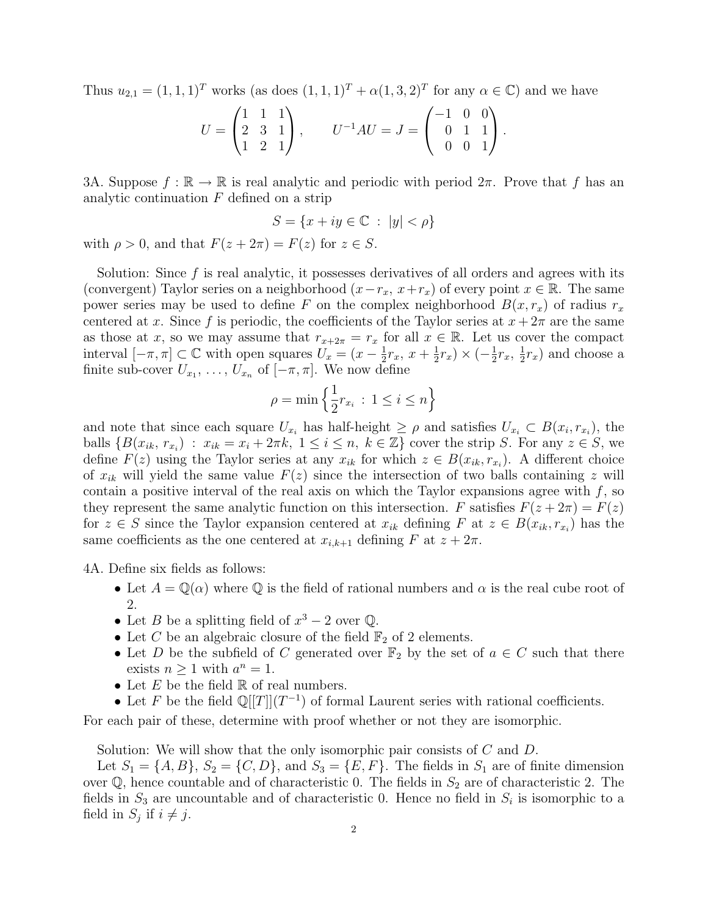Thus $u_{2,1} = (1,1,1)^T$ works (as does $(1,1,1)^T + \alpha(1,3,2)^T$ for any $\alpha \in \mathbb{C}$) and we have

$$U = \begin{pmatrix} 1 & 1 & 1 \\ 2 & 3 & 1 \\ 1 & 2 & 1 \end{pmatrix}, \qquad U^{-1}AU = J = \begin{pmatrix} -1 & 0 & 0 \\ 0 & 1 & 1 \\ 0 & 0 & 1 \end{pmatrix}.$$

3A. Suppose $f : \mathbb{R} \to \mathbb{R}$ is real analytic and periodic with period $2\pi$. Prove that $f$ has an analytic continuation $F$ defined on a strip

$$S = \{x + iy \in \mathbb{C} \ : \ |y| < \rho\}$$

with $\rho > 0$, and that $F(z + 2\pi) = F(z)$ for $z \in S$.

Solution: Since $f$ is real analytic, it possesses derivatives of all orders and agrees with its (convergent) Taylor series on a neighborhood $(x - r_x, \, x + r_x)$ of every point $x \in \mathbb{R}$. The same power series may be used to define $F$ on the complex neighborhood $B(x, r_x)$ of radius $r_x$ centered at $x$. Since $f$ is periodic, the coefficients of the Taylor series at $x + 2\pi$ are the same as those at $x$, so we may assume that $r_{x+2\pi} = r_x$ for all $x \in \mathbb{R}$. Let us cover the compact interval $[-\pi, \pi] \subset \mathbb{C}$ with open squares $U_x = (x - \frac{1}{2}r_x, \, x + \frac{1}{2}r_x) \times (-\frac{1}{2}r_x, \, \frac{1}{2}r_x)$ and choose a finite sub-cover $U_{x_1}, \ldots, U_{x_n}$ of $[-\pi, \pi]$. We now define

$$\rho = \min\left\{ \frac{1}{2} r_{x_i} \ : \ 1 \le i \le n \right\}$$

and note that since each square $U_{x_i}$ has half-height $\ge \rho$ and satisfies $U_{x_i} \subset B(x_i, r_{x_i})$, the balls $\{B(x_{ik}, \, r_{x_i}) \ : \ x_{ik} = x_i + 2\pi k, \ 1 \le i \le n, \ k \in \mathbb{Z}\}$ cover the strip $S$. For any $z \in S$, we define $F(z)$ using the Taylor series at any $x_{ik}$ for which $z \in B(x_{ik}, r_{x_i})$. A different choice of $x_{ik}$ will yield the same value $F(z)$ since the intersection of two balls containing $z$ will contain a positive interval of the real axis on which the Taylor expansions agree with $f$, so they represent the same analytic function on this intersection. $F$ satisfies $F(z + 2\pi) = F(z)$ for $z \in S$ since the Taylor expansion centered at $x_{ik}$ defining $F$ at $z \in B(x_{ik}, r_{x_i})$ has the same coefficients as the one centered at $x_{i,k+1}$ defining $F$ at $z + 2\pi$.

4A. Define six fields as follows:

- Let $A = \mathbb{Q}(\alpha)$ where $\mathbb{Q}$ is the field of rational numbers and $\alpha$ is the real cube root of 2.
- Let $B$ be a splitting field of $x^3 - 2$ over $\mathbb{Q}$.
- Let $C$ be an algebraic closure of the field $\mathbb{F}_2$ of 2 elements.
- Let $D$ be the subfield of $C$ generated over $\mathbb{F}_2$ by the set of $a \in C$ such that there exists $n \ge 1$ with $a^n = 1$.
- Let $E$ be the field $\mathbb{R}$ of real numbers.
- Let $F$ be the field $\mathbb{Q}[[T]](T^{-1})$ of formal Laurent series with rational coefficients.

For each pair of these, determine with proof whether or not they are isomorphic.

Solution: We will show that the only isomorphic pair consists of $C$ and $D$.

Let $S_1 = \{A, B\}$, $S_2 = \{C, D\}$, and $S_3 = \{E, F\}$. The fields in $S_1$ are of finite dimension over $\mathbb{Q}$, hence countable and of characteristic 0. The fields in $S_2$ are of characteristic 2. The fields in $S_3$ are uncountable and of characteristic 0. Hence no field in $S_i$ is isomorphic to a field in $S_j$ if $i \ne j$.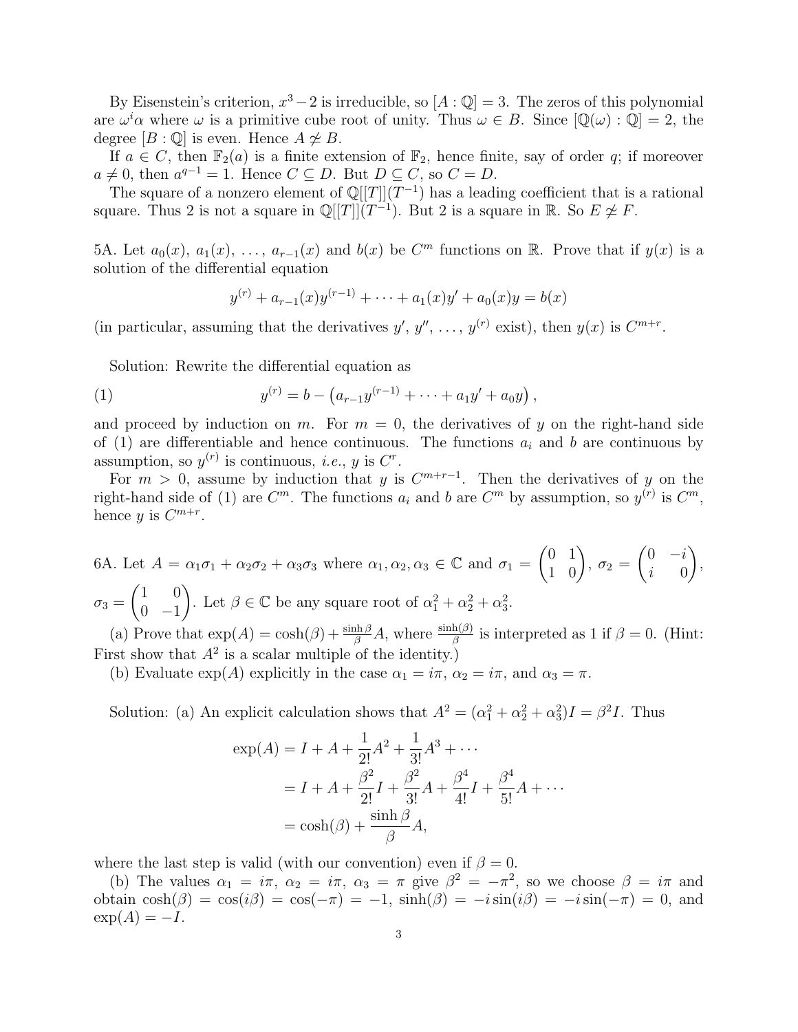By Eisenstein's criterion, $x^3 - 2$ is irreducible, so $[A : \mathbb{Q}] = 3$. The zeros of this polynomial are $\omega^i \alpha$ where $\omega$ is a primitive cube root of unity. Thus $\omega \in B$. Since $[\mathbb{Q}(\omega) : \mathbb{Q}] = 2$, the degree $[B : \mathbb{Q}]$ is even. Hence $A \not\simeq B$.

If $a \in C$, then $\mathbb{F}_2(a)$ is a finite extension of $\mathbb{F}_2$, hence finite, say of order $q$; if moreover $a \neq 0$, then $a^{q-1} = 1$. Hence $C \subseteq D$. But $D \subseteq C$, so $C = D$.

The square of a nonzero element of $\mathbb{Q}[[T]](T^{-1})$ has a leading coefficient that is a rational square. Thus 2 is not a square in $\mathbb{Q}[[T]](T^{-1})$. But 2 is a square in $\mathbb{R}$. So $E \not\simeq F$.

5A. Let $a_0(x)$, $a_1(x)$, $\ldots$, $a_{r-1}(x)$ and $b(x)$ be $C^m$ functions on $\mathbb{R}$. Prove that if $y(x)$ is a solution of the differential equation

$$y^{(r)} + a_{r-1}(x)y^{(r-1)} + \cdots + a_1(x)y' + a_0(x)y = b(x)$$

(in particular, assuming that the derivatives $y'$, $y''$, $\ldots$, $y^{(r)}$ exist), then $y(x)$ is $C^{m+r}$.

Solution: Rewrite the differential equation as

$$y^{(r)} = b - \left(a_{r-1}y^{(r-1)} + \cdots + a_1 y' + a_0 y\right), \tag{1}$$

and proceed by induction on $m$. For $m = 0$, the derivatives of $y$ on the right-hand side of (1) are differentiable and hence continuous. The functions $a_i$ and $b$ are continuous by assumption, so $y^{(r)}$ is continuous, *i.e.*, $y$ is $C^r$.

For $m > 0$, assume by induction that $y$ is $C^{m+r-1}$. Then the derivatives of $y$ on the right-hand side of (1) are $C^m$. The functions $a_i$ and $b$ are $C^m$ by assumption, so $y^{(r)}$ is $C^m$, hence $y$ is $C^{m+r}$.

6A. Let $A = \alpha_1\sigma_1 + \alpha_2\sigma_2 + \alpha_3\sigma_3$ where $\alpha_1, \alpha_2, \alpha_3 \in \mathbb{C}$ and $\sigma_1 = \begin{pmatrix} 0 & 1 \\ 1 & 0 \end{pmatrix}$, $\sigma_2 = \begin{pmatrix} 0 & -i \\ i & 0 \end{pmatrix}$, $\sigma_3 = \begin{pmatrix} 1 & 0 \\ 0 & -1 \end{pmatrix}$. Let $\beta \in \mathbb{C}$ be any square root of $\alpha_1^2 + \alpha_2^2 + \alpha_3^2$.

(a) Prove that $\exp(A) = \cosh(\beta) + \frac{\sinh \beta}{\beta} A$, where $\frac{\sinh(\beta)}{\beta}$ is interpreted as 1 if $\beta = 0$. (Hint: First show that $A^2$ is a scalar multiple of the identity.)

(b) Evaluate $\exp(A)$ explicitly in the case $\alpha_1 = i\pi$, $\alpha_2 = i\pi$, and $\alpha_3 = \pi$.

Solution: (a) An explicit calculation shows that $A^2 = (\alpha_1^2 + \alpha_2^2 + \alpha_3^2)I = \beta^2 I$. Thus

$$\begin{aligned}
\exp(A) &= I + A + \frac{1}{2!}A^2 + \frac{1}{3!}A^3 + \cdots \\
&= I + A + \frac{\beta^2}{2!}I + \frac{\beta^2}{3!}A + \frac{\beta^4}{4!}I + \frac{\beta^4}{5!}A + \cdots \\
&= \cosh(\beta) + \frac{\sinh \beta}{\beta}A,
\end{aligned}$$

where the last step is valid (with our convention) even if $\beta = 0$.

(b) The values $\alpha_1 = i\pi$, $\alpha_2 = i\pi$, $\alpha_3 = \pi$ give $\beta^2 = -\pi^2$, so we choose $\beta = i\pi$ and obtain $\cosh(\beta) = \cos(i\beta) = \cos(-\pi) = -1$, $\sinh(\beta) = -i\sin(i\beta) = -i\sin(-\pi) = 0$, and $\exp(A) = -I$.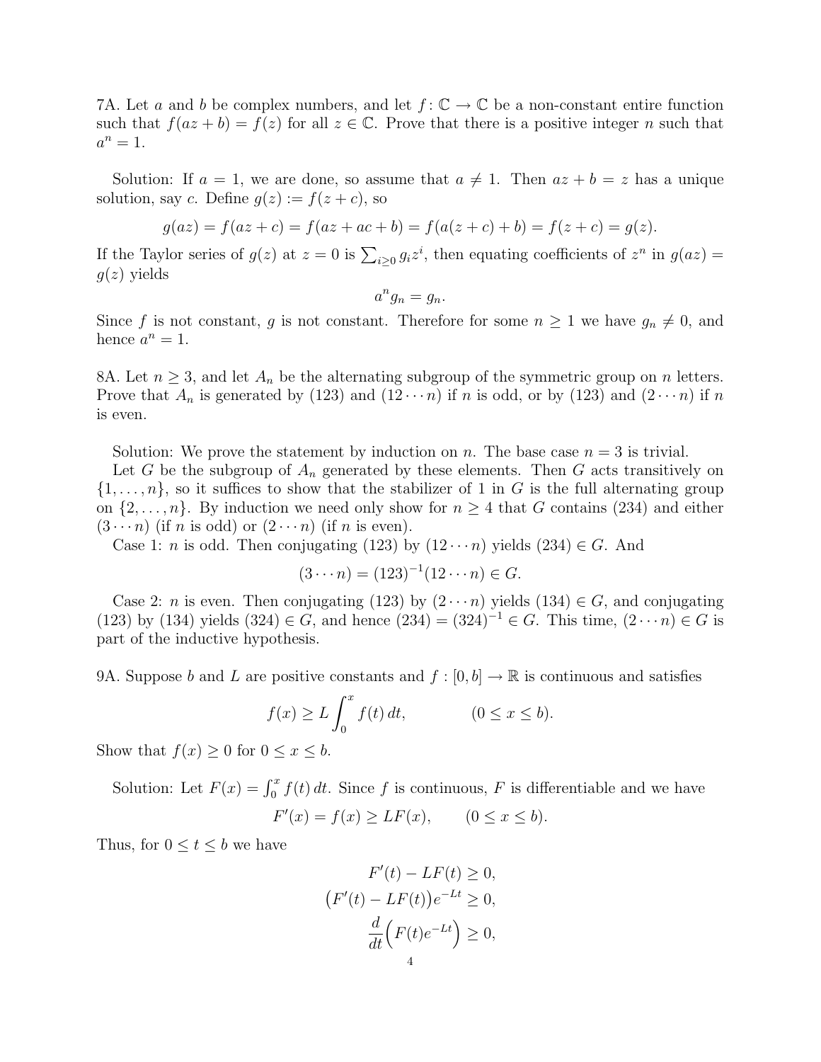7A. Let $a$ and $b$ be complex numbers, and let $f\colon \mathbb{C} \to \mathbb{C}$ be a non-constant entire function such that $f(az + b) = f(z)$ for all $z \in \mathbb{C}$. Prove that there is a positive integer $n$ such that $a^n = 1$.

Solution: If $a = 1$, we are done, so assume that $a \neq 1$. Then $az + b = z$ has a unique solution, say $c$. Define $g(z) := f(z + c)$, so

$$g(az) = f(az + c) = f(az + ac + b) = f(a(z + c) + b) = f(z + c) = g(z).$$

If the Taylor series of $g(z)$ at $z = 0$ is $\sum_{i \geq 0} g_i z^i$, then equating coefficients of $z^n$ in $g(az) = g(z)$ yields

$$a^n g_n = g_n.$$

Since $f$ is not constant, $g$ is not constant. Therefore for some $n \geq 1$ we have $g_n \neq 0$, and hence $a^n = 1$.

8A. Let $n \geq 3$, and let $A_n$ be the alternating subgroup of the symmetric group on $n$ letters. Prove that $A_n$ is generated by $(123)$ and $(12 \cdots n)$ if $n$ is odd, or by $(123)$ and $(2 \cdots n)$ if $n$ is even.

Solution: We prove the statement by induction on $n$. The base case $n = 3$ is trivial.

Let $G$ be the subgroup of $A_n$ generated by these elements. Then $G$ acts transitively on $\{1, \ldots, n\}$, so it suffices to show that the stabilizer of 1 in $G$ is the full alternating group on $\{2, \ldots, n\}$. By induction we need only show for $n \geq 4$ that $G$ contains $(234)$ and either $(3 \cdots n)$ (if $n$ is odd) or $(2 \cdots n)$ (if $n$ is even).

Case 1: $n$ is odd. Then conjugating $(123)$ by $(12 \cdots n)$ yields $(234) \in G$. And

$$(3 \cdots n) = (123)^{-1}(12 \cdots n) \in G.$$

Case 2: $n$ is even. Then conjugating $(123)$ by $(2 \cdots n)$ yields $(134) \in G$, and conjugating $(123)$ by $(134)$ yields $(324) \in G$, and hence $(234) = (324)^{-1} \in G$. This time, $(2 \cdots n) \in G$ is part of the inductive hypothesis.

9A. Suppose $b$ and $L$ are positive constants and $f : [0, b] \to \mathbb{R}$ is continuous and satisfies

$$f(x) \geq L \int_0^x f(t)\, dt, \qquad (0 \leq x \leq b).$$

Show that $f(x) \geq 0$ for $0 \leq x \leq b$.

Solution: Let $F(x) = \int_0^x f(t)\, dt$. Since $f$ is continuous, $F$ is differentiable and we have

$$F'(x) = f(x) \geq LF(x), \qquad (0 \leq x \leq b).$$

Thus, for $0 \leq t \leq b$ we have

$$\begin{aligned}
F'(t) - LF(t) &\geq 0, \\
\big(F'(t) - LF(t)\big)e^{-Lt} &\geq 0, \\
\frac{d}{dt}\Big(F(t)e^{-Lt}\Big) &\geq 0,
\end{aligned}$$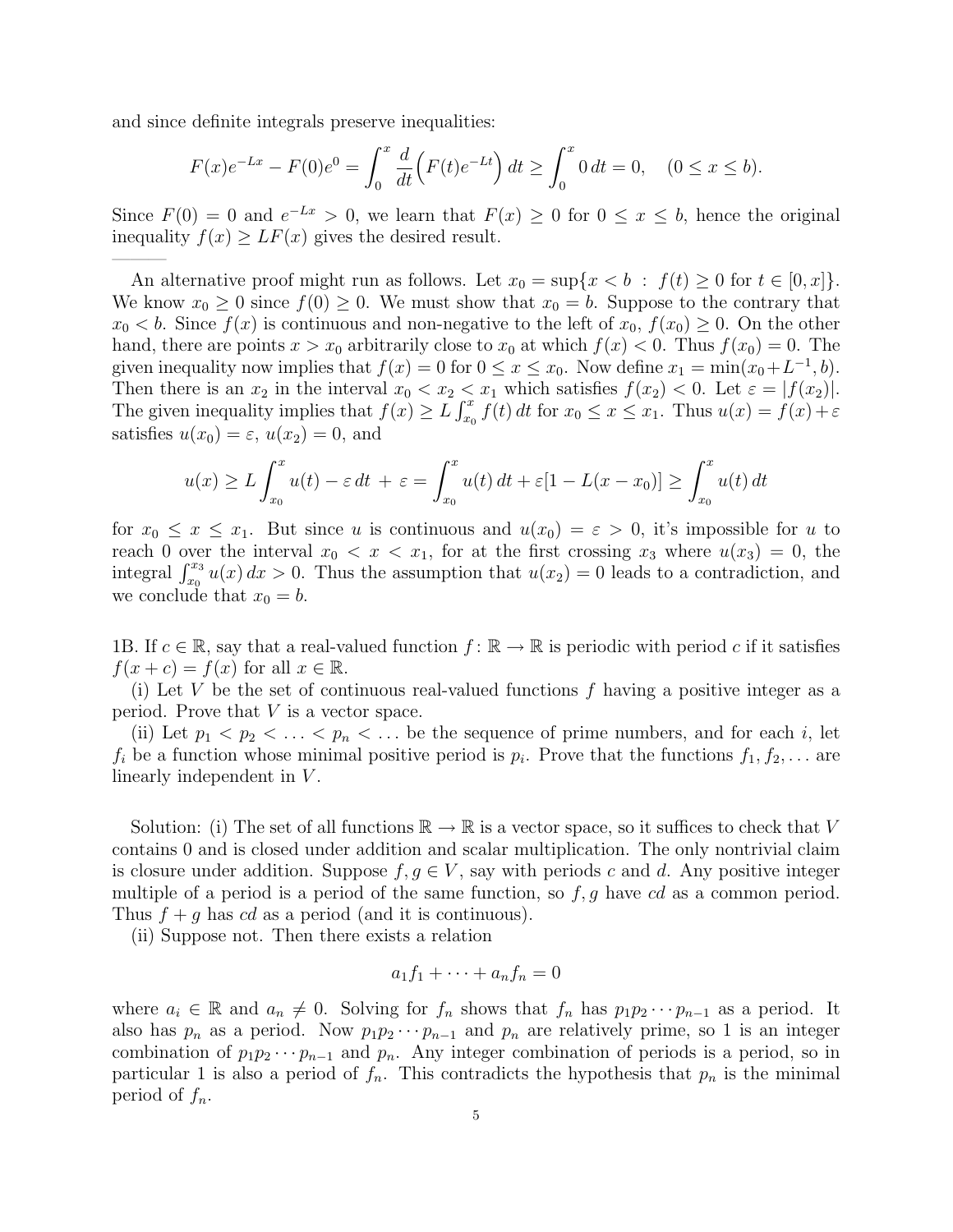and since definite integrals preserve inequalities:

$$F(x)e^{-Lx} - F(0)e^0 = \int_0^x \frac{d}{dt}\Big(F(t)e^{-Lt}\Big)\,dt \geq \int_0^x 0\,dt = 0, \quad (0 \leq x \leq b).$$

Since $F(0) = 0$ and $e^{-Lx} > 0$, we learn that $F(x) \geq 0$ for $0 \leq x \leq b$, hence the original inequality $f(x) \geq LF(x)$ gives the desired result.

---

An alternative proof might run as follows. Let $x_0 = \sup\{x < b \,:\, f(t) \geq 0 \text{ for } t \in [0, x]\}$. We know $x_0 \geq 0$ since $f(0) \geq 0$. We must show that $x_0 = b$. Suppose to the contrary that $x_0 < b$. Since $f(x)$ is continuous and non-negative to the left of $x_0$, $f(x_0) \geq 0$. On the other hand, there are points $x > x_0$ arbitrarily close to $x_0$ at which $f(x) < 0$. Thus $f(x_0) = 0$. The given inequality now implies that $f(x) = 0$ for $0 \leq x \leq x_0$. Now define $x_1 = \min(x_0 + L^{-1}, b)$. Then there is an $x_2$ in the interval $x_0 < x_2 < x_1$ which satisfies $f(x_2) < 0$. Let $\varepsilon = |f(x_2)|$. The given inequality implies that $f(x) \geq L\int_{x_0}^x f(t)\,dt$ for $x_0 \leq x \leq x_1$. Thus $u(x) = f(x) + \varepsilon$ satisfies $u(x_0) = \varepsilon$, $u(x_2) = 0$, and

$$u(x) \geq L\int_{x_0}^x u(t) - \varepsilon\,dt \;+\; \varepsilon = \int_{x_0}^x u(t)\,dt + \varepsilon[1 - L(x - x_0)] \geq \int_{x_0}^x u(t)\,dt$$

for $x_0 \leq x \leq x_1$. But since $u$ is continuous and $u(x_0) = \varepsilon > 0$, it's impossible for $u$ to reach 0 over the interval $x_0 < x < x_1$, for at the first crossing $x_3$ where $u(x_3) = 0$, the integral $\int_{x_0}^{x_3} u(x)\,dx > 0$. Thus the assumption that $u(x_2) = 0$ leads to a contradiction, and we conclude that $x_0 = b$.

1B. If $c \in \mathbb{R}$, say that a real-valued function $f\colon \mathbb{R} \to \mathbb{R}$ is periodic with period $c$ if it satisfies $f(x + c) = f(x)$ for all $x \in \mathbb{R}$.

(i) Let $V$ be the set of continuous real-valued functions $f$ having a positive integer as a period. Prove that $V$ is a vector space.

(ii) Let $p_1 < p_2 < \ldots < p_n < \ldots$ be the sequence of prime numbers, and for each $i$, let $f_i$ be a function whose minimal positive period is $p_i$. Prove that the functions $f_1, f_2, \ldots$ are linearly independent in $V$.

Solution: (i) The set of all functions $\mathbb{R} \to \mathbb{R}$ is a vector space, so it suffices to check that $V$ contains 0 and is closed under addition and scalar multiplication. The only nontrivial claim is closure under addition. Suppose $f, g \in V$, say with periods $c$ and $d$. Any positive integer multiple of a period is a period of the same function, so $f, g$ have $cd$ as a common period. Thus $f + g$ has $cd$ as a period (and it is continuous).

(ii) Suppose not. Then there exists a relation

$$a_1 f_1 + \cdots + a_n f_n = 0$$

where $a_i \in \mathbb{R}$ and $a_n \neq 0$. Solving for $f_n$ shows that $f_n$ has $p_1 p_2 \cdots p_{n-1}$ as a period. It also has $p_n$ as a period. Now $p_1 p_2 \cdots p_{n-1}$ and $p_n$ are relatively prime, so 1 is an integer combination of $p_1 p_2 \cdots p_{n-1}$ and $p_n$. Any integer combination of periods is a period, so in particular 1 is also a period of $f_n$. This contradicts the hypothesis that $p_n$ is the minimal period of $f_n$.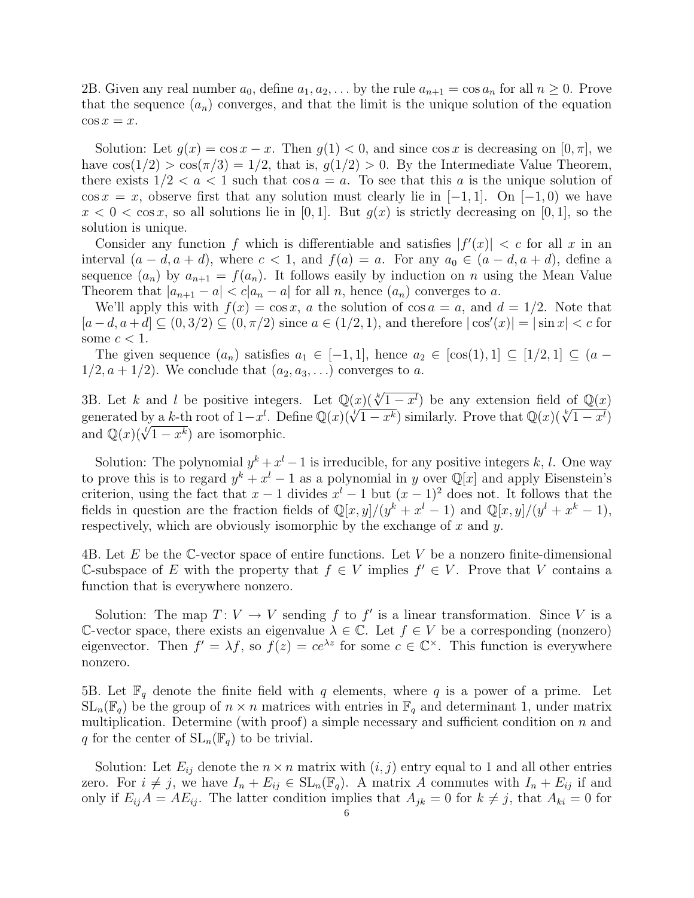2B. Given any real number $a_0$, define $a_1, a_2, \dots$ by the rule $a_{n+1} = \cos a_n$ for all $n \geq 0$. Prove that the sequence $(a_n)$ converges, and that the limit is the unique solution of the equation $\cos x = x$.

Solution: Let $g(x) = \cos x - x$. Then $g(1) < 0$, and since $\cos x$ is decreasing on $[0, \pi]$, we have $\cos(1/2) > \cos(\pi/3) = 1/2$, that is, $g(1/2) > 0$. By the Intermediate Value Theorem, there exists $1/2 < a < 1$ such that $\cos a = a$. To see that this $a$ is the unique solution of $\cos x = x$, observe first that any solution must clearly lie in $[-1, 1]$. On $[-1, 0)$ we have $x < 0 < \cos x$, so all solutions lie in $[0, 1]$. But $g(x)$ is strictly decreasing on $[0, 1]$, so the solution is unique.

Consider any function $f$ which is differentiable and satisfies $|f'(x)| < c$ for all $x$ in an interval $(a - d, a + d)$, where $c < 1$, and $f(a) = a$. For any $a_0 \in (a - d, a + d)$, define a sequence $(a_n)$ by $a_{n+1} = f(a_n)$. It follows easily by induction on $n$ using the Mean Value Theorem that $|a_{n+1} - a| < c|a_n - a|$ for all $n$, hence $(a_n)$ converges to $a$.

We'll apply this with $f(x) = \cos x$, $a$ the solution of $\cos a = a$, and $d = 1/2$. Note that $[a - d, a + d] \subseteq (0, 3/2) \subseteq (0, \pi/2)$ since $a \in (1/2, 1)$, and therefore $|\cos'(x)| = |\sin x| < c$ for some $c < 1$.

The given sequence $(a_n)$ satisfies $a_1 \in [-1, 1]$, hence $a_2 \in [\cos(1), 1] \subseteq [1/2, 1] \subseteq (a - 1/2, a + 1/2)$. We conclude that $(a_2, a_3, \dots)$ converges to $a$.

3B. Let $k$ and $l$ be positive integers. Let $\mathbb{Q}(x)(\sqrt[k]{1 - x^l})$ be any extension field of $\mathbb{Q}(x)$ generated by a $k$-th root of $1 - x^l$. Define $\mathbb{Q}(x)(\sqrt[l]{1 - x^k})$ similarly. Prove that $\mathbb{Q}(x)(\sqrt[k]{1 - x^l})$ and $\mathbb{Q}(x)(\sqrt[l]{1 - x^k})$ are isomorphic.

Solution: The polynomial $y^k + x^l - 1$ is irreducible, for any positive integers $k, l$. One way to prove this is to regard $y^k + x^l - 1$ as a polynomial in $y$ over $\mathbb{Q}[x]$ and apply Eisenstein's criterion, using the fact that $x - 1$ divides $x^l - 1$ but $(x - 1)^2$ does not. It follows that the fields in question are the fraction fields of $\mathbb{Q}[x, y]/(y^k + x^l - 1)$ and $\mathbb{Q}[x, y]/(y^l + x^k - 1)$, respectively, which are obviously isomorphic by the exchange of $x$ and $y$.

4B. Let $E$ be the $\mathbb{C}$-vector space of entire functions. Let $V$ be a nonzero finite-dimensional $\mathbb{C}$-subspace of $E$ with the property that $f \in V$ implies $f' \in V$. Prove that $V$ contains a function that is everywhere nonzero.

Solution: The map $T \colon V \to V$ sending $f$ to $f'$ is a linear transformation. Since $V$ is a $\mathbb{C}$-vector space, there exists an eigenvalue $\lambda \in \mathbb{C}$. Let $f \in V$ be a corresponding (nonzero) eigenvector. Then $f' = \lambda f$, so $f(z) = ce^{\lambda z}$ for some $c \in \mathbb{C}^\times$. This function is everywhere nonzero.

5B. Let $\mathbb{F}_q$ denote the finite field with $q$ elements, where $q$ is a power of a prime. Let $\mathrm{SL}_n(\mathbb{F}_q)$ be the group of $n \times n$ matrices with entries in $\mathbb{F}_q$ and determinant 1, under matrix multiplication. Determine (with proof) a simple necessary and sufficient condition on $n$ and $q$ for the center of $\mathrm{SL}_n(\mathbb{F}_q)$ to be trivial.

Solution: Let $E_{ij}$ denote the $n \times n$ matrix with $(i, j)$ entry equal to 1 and all other entries zero. For $i \neq j$, we have $I_n + E_{ij} \in \mathrm{SL}_n(\mathbb{F}_q)$. A matrix $A$ commutes with $I_n + E_{ij}$ if and only if $E_{ij}A = AE_{ij}$. The latter condition implies that $A_{jk} = 0$ for $k \neq j$, that $A_{ki} = 0$ for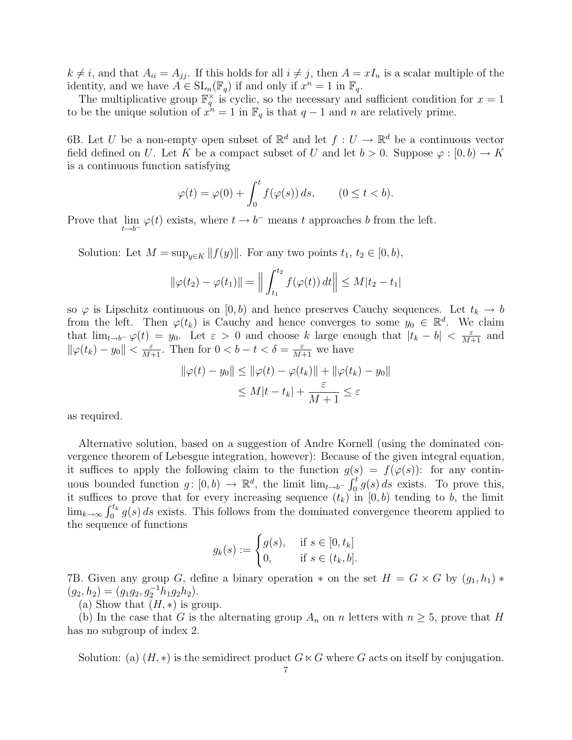$k \neq i$, and that $A_{ii} = A_{jj}$. If this holds for all $i \neq j$, then $A = xI_n$ is a scalar multiple of the identity, and we have $A \in \mathrm{SL}_n(\mathbb{F}_q)$ if and only if $x^n = 1$ in $\mathbb{F}_q$.

The multiplicative group $\mathbb{F}_q^\times$ is cyclic, so the necessary and sufficient condition for $x = 1$ to be the unique solution of $x^n = 1$ in $\mathbb{F}_q$ is that $q-1$ and $n$ are relatively prime.

6B. Let $U$ be a non-empty open subset of $\mathbb{R}^d$ and let $f : U \to \mathbb{R}^d$ be a continuous vector field defined on $U$. Let $K$ be a compact subset of $U$ and let $b > 0$. Suppose $\varphi : [0, b) \to K$ is a continuous function satisfying

$$\varphi(t) = \varphi(0) + \int_0^t f(\varphi(s))\, ds, \qquad (0 \leq t < b).$$

Prove that $\lim_{t \to b^-} \varphi(t)$ exists, where $t \to b^-$ means $t$ approaches $b$ from the left.

Solution: Let $M = \sup_{y \in K} \|f(y)\|$. For any two points $t_1$, $t_2 \in [0, b)$,

$$\|\varphi(t_2) - \varphi(t_1)\| = \left\| \int_{t_1}^{t_2} f(\varphi(t))\, dt \right\| \leq M|t_2 - t_1|$$

so $\varphi$ is Lipschitz continuous on $[0, b)$ and hence preserves Cauchy sequences. Let $t_k \to b$ from the left. Then $\varphi(t_k)$ is Cauchy and hence converges to some $y_0 \in \mathbb{R}^d$. We claim that $\lim_{t \to b^-} \varphi(t) = y_0$. Let $\varepsilon > 0$ and choose $k$ large enough that $|t_k - b| < \frac{\varepsilon}{M+1}$ and $\|\varphi(t_k) - y_0\| < \frac{\varepsilon}{M+1}$. Then for $0 < b - t < \delta = \frac{\varepsilon}{M+1}$ we have

$$\begin{aligned} \|\varphi(t) - y_0\| &\leq \|\varphi(t) - \varphi(t_k)\| + \|\varphi(t_k) - y_0\| \\ &\leq M|t - t_k| + \frac{\varepsilon}{M+1} \leq \varepsilon \end{aligned}$$

as required.

Alternative solution, based on a suggestion of Andre Kornell (using the dominated convergence theorem of Lebesgue integration, however): Because of the given integral equation, it suffices to apply the following claim to the function $g(s) = f(\varphi(s))$: for any continuous bounded function $g \colon [0, b) \to \mathbb{R}^d$, the limit $\lim_{t \to b^-} \int_0^t g(s)\, ds$ exists. To prove this, it suffices to prove that for every increasing sequence $(t_k)$ in $[0, b)$ tending to $b$, the limit $\lim_{k \to \infty} \int_0^{t_k} g(s)\, ds$ exists. This follows from the dominated convergence theorem applied to the sequence of functions

$$g_k(s) := \begin{cases} g(s), & \text{if } s \in [0, t_k] \\ 0, & \text{if } s \in (t_k, b]. \end{cases}$$

7B. Given any group $G$, define a binary operation $*$ on the set $H = G \times G$ by $(g_1, h_1) * (g_2, h_2) = (g_1 g_2, g_2^{-1} h_1 g_2 h_2)$.

(a) Show that $(H, *)$ is group.

(b) In the case that $G$ is the alternating group $A_n$ on $n$ letters with $n \geq 5$, prove that $H$ has no subgroup of index 2.

Solution: (a) $(H, *)$ is the semidirect product $G \ltimes G$ where $G$ acts on itself by conjugation.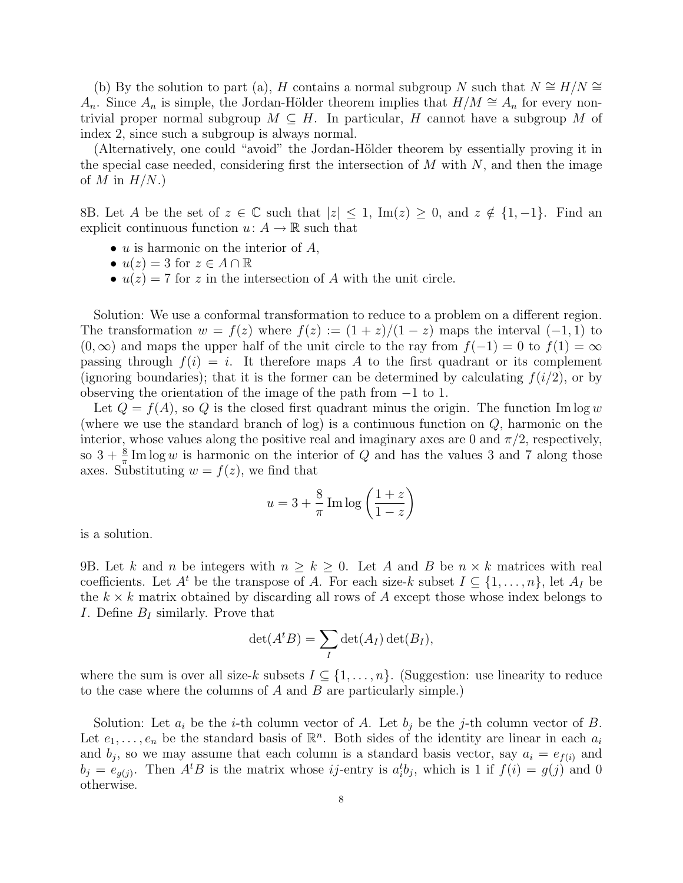(b) By the solution to part (a), $H$ contains a normal subgroup $N$ such that $N \cong H/N \cong A_n$. Since $A_n$ is simple, the Jordan-Hölder theorem implies that $H/M \cong A_n$ for every nontrivial proper normal subgroup $M \subseteq H$. In particular, $H$ cannot have a subgroup $M$ of index 2, since such a subgroup is always normal.

(Alternatively, one could "avoid" the Jordan-Hölder theorem by essentially proving it in the special case needed, considering first the intersection of $M$ with $N$, and then the image of $M$ in $H/N$.)

8B. Let $A$ be the set of $z \in \mathbb{C}$ such that $|z| \leq 1$, $\operatorname{Im}(z) \geq 0$, and $z \notin \{1, -1\}$. Find an explicit continuous function $u \colon A \to \mathbb{R}$ such that

- $u$ is harmonic on the interior of $A$,
- $u(z) = 3$ for $z \in A \cap \mathbb{R}$
- $u(z) = 7$ for $z$ in the intersection of $A$ with the unit circle.

Solution: We use a conformal transformation to reduce to a problem on a different region. The transformation $w = f(z)$ where $f(z) := (1+z)/(1-z)$ maps the interval $(-1, 1)$ to $(0, \infty)$ and maps the upper half of the unit circle to the ray from $f(-1) = 0$ to $f(1) = \infty$ passing through $f(i) = i$. It therefore maps $A$ to the first quadrant or its complement (ignoring boundaries); that it is the former can be determined by calculating $f(i/2)$, or by observing the orientation of the image of the path from $-1$ to $1$.

Let $Q = f(A)$, so $Q$ is the closed first quadrant minus the origin. The function $\operatorname{Im} \log w$ (where we use the standard branch of log) is a continuous function on $Q$, harmonic on the interior, whose values along the positive real and imaginary axes are $0$ and $\pi/2$, respectively, so $3 + \frac{8}{\pi} \operatorname{Im} \log w$ is harmonic on the interior of $Q$ and has the values 3 and 7 along those axes. Substituting $w = f(z)$, we find that

$$u = 3 + \frac{8}{\pi} \operatorname{Im} \log \left( \frac{1+z}{1-z} \right)$$

is a solution.

9B. Let $k$ and $n$ be integers with $n \geq k \geq 0$. Let $A$ and $B$ be $n \times k$ matrices with real coefficients. Let $A^t$ be the transpose of $A$. For each size-$k$ subset $I \subseteq \{1, \ldots, n\}$, let $A_I$ be the $k \times k$ matrix obtained by discarding all rows of $A$ except those whose index belongs to $I$. Define $B_I$ similarly. Prove that

$$\det(A^t B) = \sum_I \det(A_I) \det(B_I),$$

where the sum is over all size-$k$ subsets $I \subseteq \{1, \ldots, n\}$. (Suggestion: use linearity to reduce to the case where the columns of $A$ and $B$ are particularly simple.)

Solution: Let $a_i$ be the $i$-th column vector of $A$. Let $b_j$ be the $j$-th column vector of $B$. Let $e_1, \ldots, e_n$ be the standard basis of $\mathbb{R}^n$. Both sides of the identity are linear in each $a_i$ and $b_j$, so we may assume that each column is a standard basis vector, say $a_i = e_{f(i)}$ and $b_j = e_{g(j)}$. Then $A^t B$ is the matrix whose $ij$-entry is $a_i^t b_j$, which is 1 if $f(i) = g(j)$ and 0 otherwise.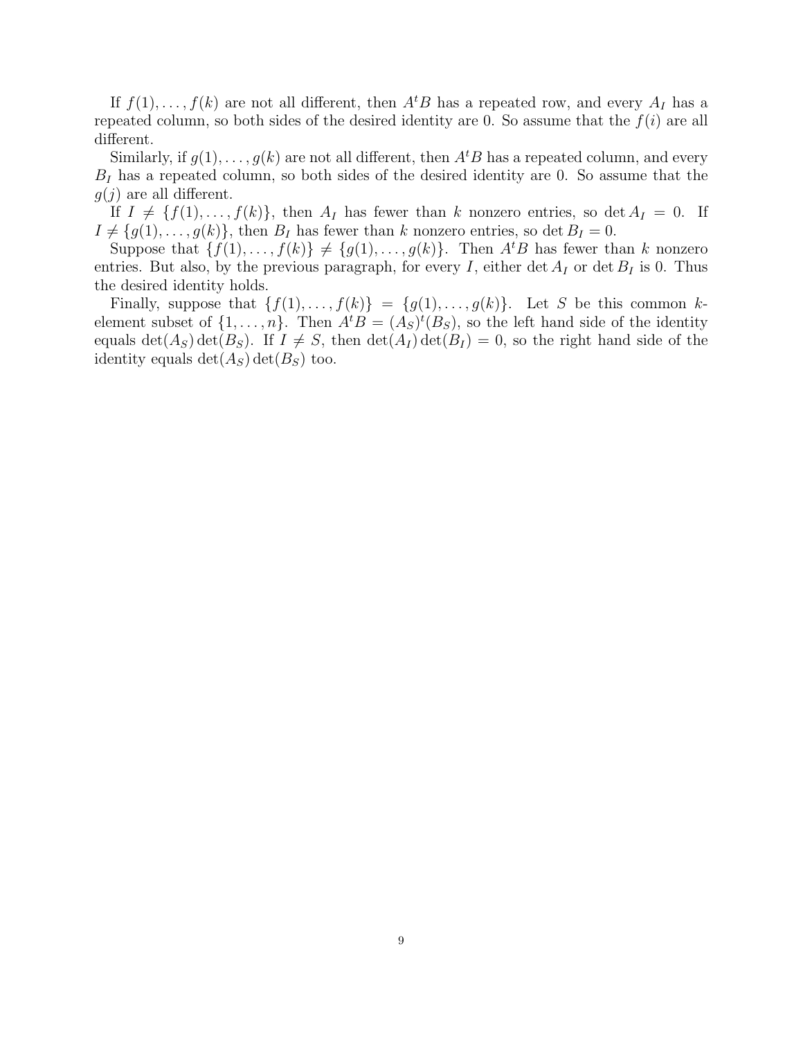If $f(1), \ldots, f(k)$ are not all different, then $A^tB$ has a repeated row, and every $A_I$ has a repeated column, so both sides of the desired identity are 0. So assume that the $f(i)$ are all different.

Similarly, if $g(1), \ldots, g(k)$ are not all different, then $A^tB$ has a repeated column, and every $B_I$ has a repeated column, so both sides of the desired identity are 0. So assume that the $g(j)$ are all different.

If $I \neq \{f(1), \ldots, f(k)\}$, then $A_I$ has fewer than $k$ nonzero entries, so $\det A_I = 0$. If $I \neq \{g(1), \ldots, g(k)\}$, then $B_I$ has fewer than $k$ nonzero entries, so $\det B_I = 0$.

Suppose that $\{f(1), \ldots, f(k)\} \neq \{g(1), \ldots, g(k)\}$. Then $A^tB$ has fewer than $k$ nonzero entries. But also, by the previous paragraph, for every $I$, either $\det A_I$ or $\det B_I$ is 0. Thus the desired identity holds.

Finally, suppose that $\{f(1), \ldots, f(k)\} = \{g(1), \ldots, g(k)\}$. Let $S$ be this common $k$-element subset of $\{1, \ldots, n\}$. Then $A^tB = (A_S)^t(B_S)$, so the left hand side of the identity equals $\det(A_S)\det(B_S)$. If $I \neq S$, then $\det(A_I)\det(B_I) = 0$, so the right hand side of the identity equals $\det(A_S)\det(B_S)$ too.